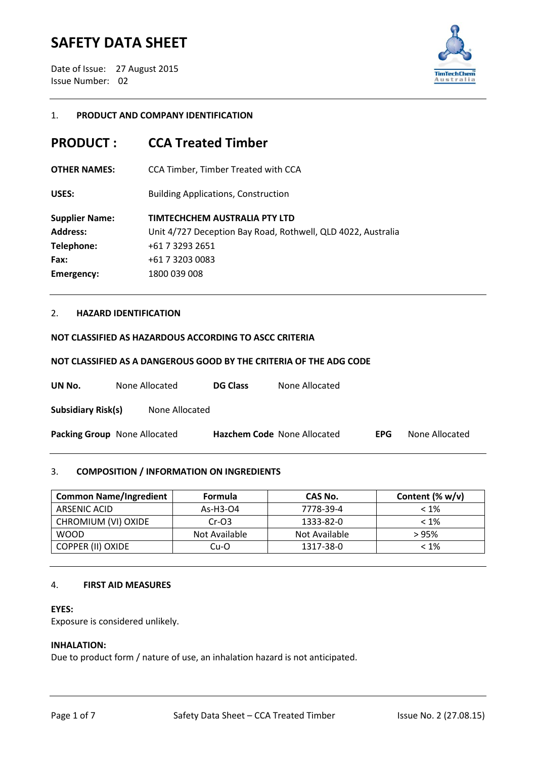# SAFETY DATA SHEET

Date of Issue: 27 August 2015
Issue Number: 02

## 1. PRODUCT AND COMPANY IDENTIFICATION

**PRODUCT :** **CCA Treated Timber**

**OTHER NAMES:** CCA Timber, Timber Treated with CCA

**USES:** Building Applications, Construction

**Supplier Name:** **TIMTECHCHEM AUSTRALIA PTY LTD**
**Address:** Unit 4/727 Deception Bay Road, Rothwell, QLD 4022, Australia
**Telephone:** +61 7 3293 2651
**Fax:** +61 7 3203 0083
**Emergency:** 1800 039 008

## 2. HAZARD IDENTIFICATION

**NOT CLASSIFIED AS HAZARDOUS ACCORDING TO ASCC CRITERIA**

**NOT CLASSIFIED AS A DANGEROUS GOOD BY THE CRITERIA OF THE ADG CODE**

**UN No.** None Allocated **DG Class** None Allocated

**Subsidiary Risk(s)** None Allocated

**Packing Group** None Allocated **Hazchem Code** None Allocated **EPG** None Allocated

## 3. COMPOSITION / INFORMATION ON INGREDIENTS

| Common Name/Ingredient | Formula | CAS No. | Content (% w/v) |
|---|---|---|---|
| ARSENIC ACID | As-H3-O4 | 7778-39-4 | < 1% |
| CHROMIUM (VI) OXIDE | Cr-O3 | 1333-82-0 | < 1% |
| WOOD | Not Available | Not Available | > 95% |
| COPPER (II) OXIDE | Cu-O | 1317-38-0 | < 1% |

## 4. FIRST AID MEASURES

**EYES:**
Exposure is considered unlikely.

**INHALATION:**
Due to product form / nature of use, an inhalation hazard is not anticipated.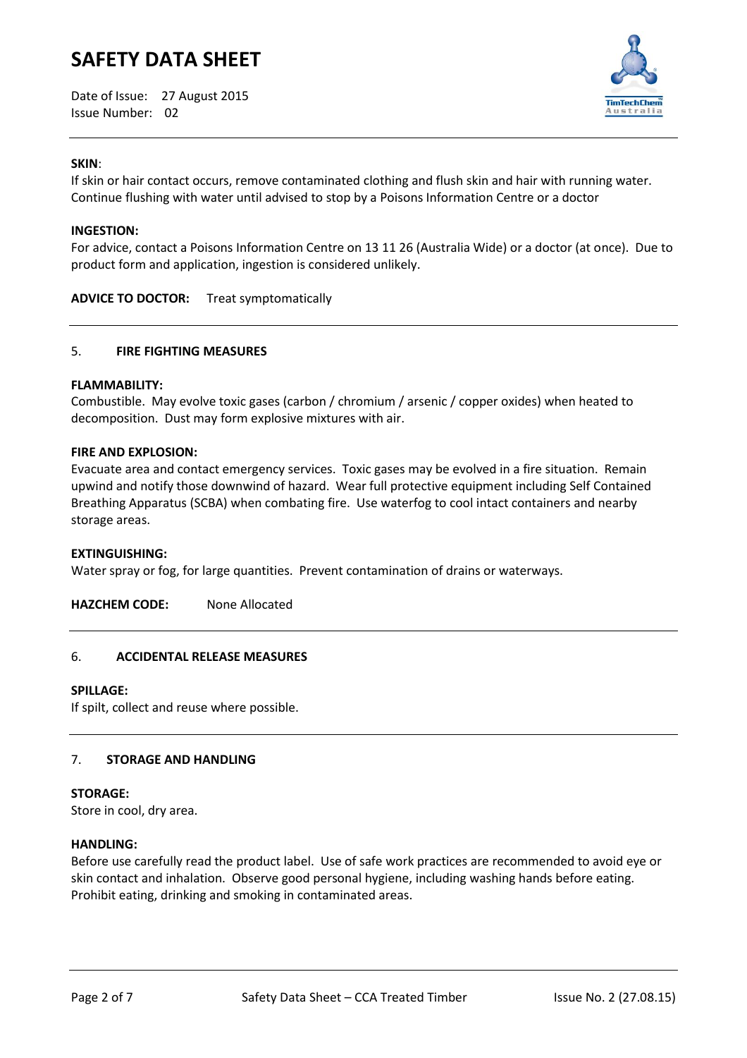**SKIN**:
If skin or hair contact occurs, remove contaminated clothing and flush skin and hair with running water. Continue flushing with water until advised to stop by a Poisons Information Centre or a doctor

**INGESTION:**
For advice, contact a Poisons Information Centre on 13 11 26 (Australia Wide) or a doctor (at once). Due to product form and application, ingestion is considered unlikely.

**ADVICE TO DOCTOR:** Treat symptomatically

## 5. FIRE FIGHTING MEASURES

**FLAMMABILITY:**
Combustible. May evolve toxic gases (carbon / chromium / arsenic / copper oxides) when heated to decomposition. Dust may form explosive mixtures with air.

**FIRE AND EXPLOSION:**
Evacuate area and contact emergency services. Toxic gases may be evolved in a fire situation. Remain upwind and notify those downwind of hazard. Wear full protective equipment including Self Contained Breathing Apparatus (SCBA) when combating fire. Use waterfog to cool intact containers and nearby storage areas.

**EXTINGUISHING:**
Water spray or fog, for large quantities. Prevent contamination of drains or waterways.

**HAZCHEM CODE:** None Allocated

## 6. ACCIDENTAL RELEASE MEASURES

**SPILLAGE:**
If spilt, collect and reuse where possible.

## 7. STORAGE AND HANDLING

**STORAGE:**
Store in cool, dry area.

**HANDLING:**
Before use carefully read the product label. Use of safe work practices are recommended to avoid eye or skin contact and inhalation. Observe good personal hygiene, including washing hands before eating. Prohibit eating, drinking and smoking in contaminated areas.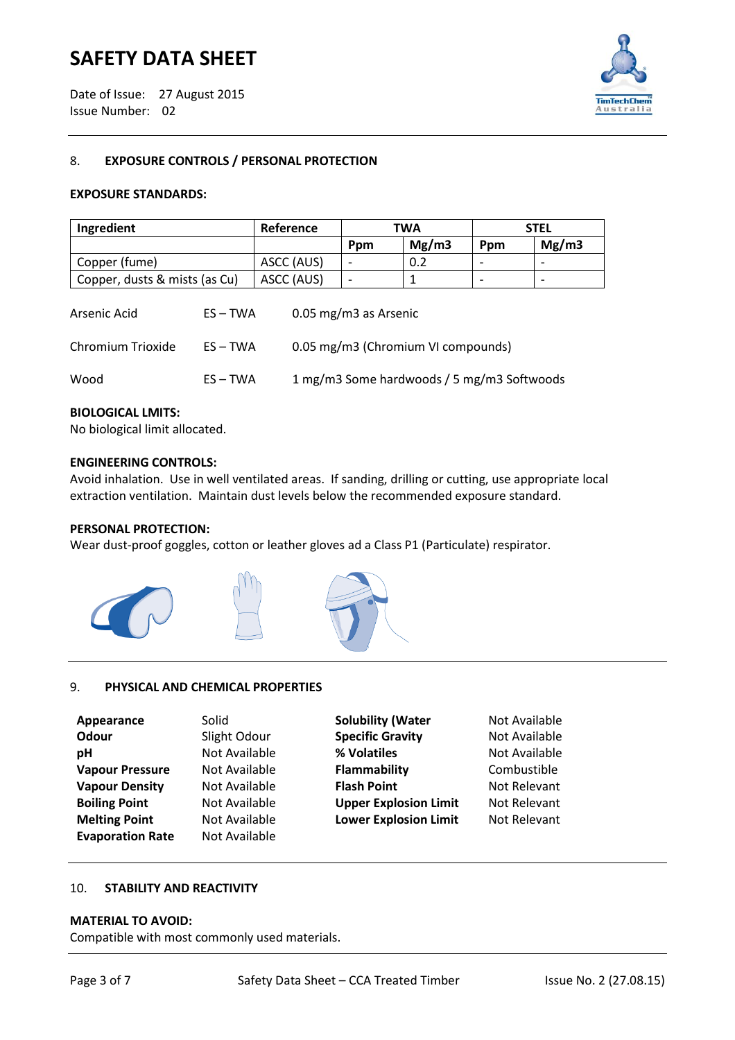## 8. EXPOSURE CONTROLS / PERSONAL PROTECTION

**EXPOSURE STANDARDS:**

| Ingredient | Reference | TWA | | STEL | |
|---|---|---|---|---|---|
| | | Ppm | Mg/m3 | Ppm | Mg/m3 |
| Copper (fume) | ASCC (AUS) | - | 0.2 | - | - |
| Copper, dusts & mists (as Cu) | ASCC (AUS) | - | 1 | - | - |

| | | |
|---|---|---|
| Arsenic Acid | ES – TWA | 0.05 mg/m3 as Arsenic |
| Chromium Trioxide | ES – TWA | 0.05 mg/m3 (Chromium VI compounds) |
| Wood | ES – TWA | 1 mg/m3 Some hardwoods / 5 mg/m3 Softwoods |

**BIOLOGICAL LMITS:**
No biological limit allocated.

**ENGINEERING CONTROLS:**
Avoid inhalation. Use in well ventilated areas. If sanding, drilling or cutting, use appropriate local extraction ventilation. Maintain dust levels below the recommended exposure standard.

**PERSONAL PROTECTION:**
Wear dust-proof goggles, cotton or leather gloves ad a Class P1 (Particulate) respirator.

## 9. PHYSICAL AND CHEMICAL PROPERTIES

| | | | |
|---|---|---|---|
| **Appearance** | Solid | **Solubility (Water** | Not Available |
| **Odour** | Slight Odour | **Specific Gravity** | Not Available |
| **pH** | Not Available | **% Volatiles** | Not Available |
| **Vapour Pressure** | Not Available | **Flammability** | Combustible |
| **Vapour Density** | Not Available | **Flash Point** | Not Relevant |
| **Boiling Point** | Not Available | **Upper Explosion Limit** | Not Relevant |
| **Melting Point** | Not Available | **Lower Explosion Limit** | Not Relevant |
| **Evaporation Rate** | Not Available | | |

## 10. STABILITY AND REACTIVITY

**MATERIAL TO AVOID:**
Compatible with most commonly used materials.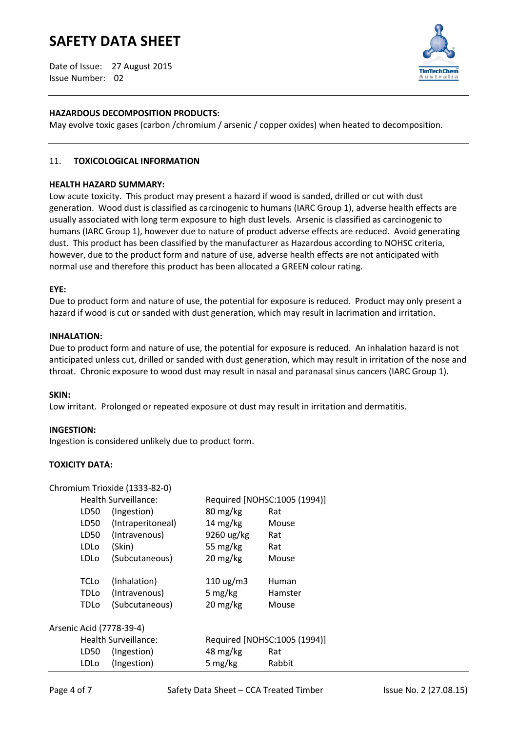**HAZARDOUS DECOMPOSITION PRODUCTS:**

May evolve toxic gases (carbon /chromium / arsenic / copper oxides) when heated to decomposition.

## 11. TOXICOLOGICAL INFORMATION

**HEALTH HAZARD SUMMARY:**

Low acute toxicity. This product may present a hazard if wood is sanded, drilled or cut with dust generation. Wood dust is classified as carcinogenic to humans (IARC Group 1), adverse health effects are usually associated with long term exposure to high dust levels. Arsenic is classified as carcinogenic to humans (IARC Group 1), however due to nature of product adverse effects are reduced. Avoid generating dust. This product has been classified by the manufacturer as Hazardous according to NOHSC criteria, however, due to the product form and nature of use, adverse health effects are not anticipated with normal use and therefore this product has been allocated a GREEN colour rating.

**EYE:**

Due to product form and nature of use, the potential for exposure is reduced. Product may only present a hazard if wood is cut or sanded with dust generation, which may result in lacrimation and irritation.

**INHALATION:**

Due to product form and nature of use, the potential for exposure is reduced. An inhalation hazard is not anticipated unless cut, drilled or sanded with dust generation, which may result in irritation of the nose and throat. Chronic exposure to wood dust may result in nasal and paranasal sinus cancers (IARC Group 1).

**SKIN:**

Low irritant. Prolonged or repeated exposure ot dust may result in irritation and dermatitis.

**INGESTION:**

Ingestion is considered unlikely due to product form.

**TOXICITY DATA:**

Chromium Trioxide (1333-82-0)

| | | | |
|---|---|---|---|
| Health Surveillance: | | Required [NOHSC:1005 (1994)] | |
| LD50 | (Ingestion) | 80 mg/kg | Rat |
| LD50 | (Intraperitoneal) | 14 mg/kg | Mouse |
| LD50 | (Intravenous) | 9260 ug/kg | Rat |
| LDLo | (Skin) | 55 mg/kg | Rat |
| LDLo | (Subcutaneous) | 20 mg/kg | Mouse |
| TCLo | (Inhalation) | 110 ug/m3 | Human |
| TDLo | (Intravenous) | 5 mg/kg | Hamster |
| TDLo | (Subcutaneous) | 20 mg/kg | Mouse |

Arsenic Acid (7778-39-4)

| | | | |
|---|---|---|---|
| Health Surveillance: | | Required [NOHSC:1005 (1994)] | |
| LD50 | (Ingestion) | 48 mg/kg | Rat |
| LDLo | (Ingestion) | 5 mg/kg | Rabbit |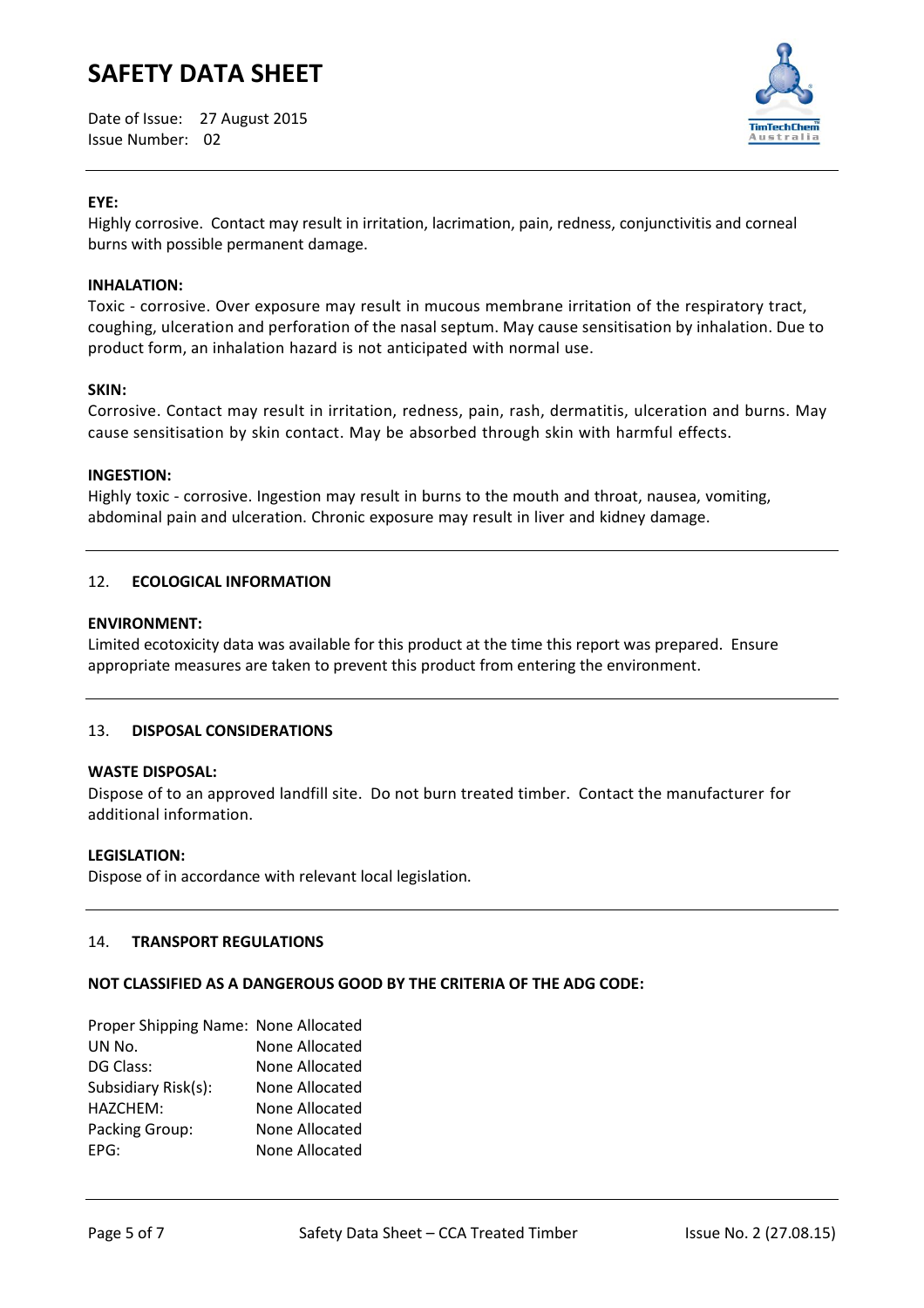**EYE:**
Highly corrosive. Contact may result in irritation, lacrimation, pain, redness, conjunctivitis and corneal burns with possible permanent damage.

**INHALATION:**
Toxic - corrosive. Over exposure may result in mucous membrane irritation of the respiratory tract, coughing, ulceration and perforation of the nasal septum. May cause sensitisation by inhalation. Due to product form, an inhalation hazard is not anticipated with normal use.

**SKIN:**
Corrosive. Contact may result in irritation, redness, pain, rash, dermatitis, ulceration and burns. May cause sensitisation by skin contact. May be absorbed through skin with harmful effects.

**INGESTION:**
Highly toxic - corrosive. Ingestion may result in burns to the mouth and throat, nausea, vomiting, abdominal pain and ulceration. Chronic exposure may result in liver and kidney damage.

## 12. ECOLOGICAL INFORMATION

**ENVIRONMENT:**
Limited ecotoxicity data was available for this product at the time this report was prepared. Ensure appropriate measures are taken to prevent this product from entering the environment.

## 13. DISPOSAL CONSIDERATIONS

**WASTE DISPOSAL:**
Dispose of to an approved landfill site. Do not burn treated timber. Contact the manufacturer for additional information.

**LEGISLATION:**
Dispose of in accordance with relevant local legislation.

## 14. TRANSPORT REGULATIONS

**NOT CLASSIFIED AS A DANGEROUS GOOD BY THE CRITERIA OF THE ADG CODE:**

| | |
|---|---|
| Proper Shipping Name: | None Allocated |
| UN No. | None Allocated |
| DG Class: | None Allocated |
| Subsidiary Risk(s): | None Allocated |
| HAZCHEM: | None Allocated |
| Packing Group: | None Allocated |
| EPG: | None Allocated |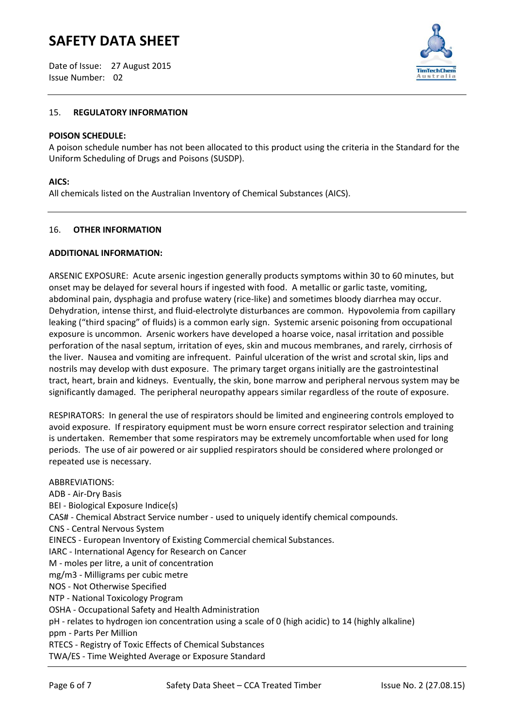## 15. REGULATORY INFORMATION

**POISON SCHEDULE:**
A poison schedule number has not been allocated to this product using the criteria in the Standard for the Uniform Scheduling of Drugs and Poisons (SUSDP).

**AICS:**
All chemicals listed on the Australian Inventory of Chemical Substances (AICS).

## 16. OTHER INFORMATION

**ADDITIONAL INFORMATION:**

ARSENIC EXPOSURE: Acute arsenic ingestion generally products symptoms within 30 to 60 minutes, but onset may be delayed for several hours if ingested with food. A metallic or garlic taste, vomiting, abdominal pain, dysphagia and profuse watery (rice-like) and sometimes bloody diarrhea may occur. Dehydration, intense thirst, and fluid-electrolyte disturbances are common. Hypovolemia from capillary leaking ("third spacing" of fluids) is a common early sign. Systemic arsenic poisoning from occupational exposure is uncommon. Arsenic workers have developed a hoarse voice, nasal irritation and possible perforation of the nasal septum, irritation of eyes, skin and mucous membranes, and rarely, cirrhosis of the liver. Nausea and vomiting are infrequent. Painful ulceration of the wrist and scrotal skin, lips and nostrils may develop with dust exposure. The primary target organs initially are the gastrointestinal tract, heart, brain and kidneys. Eventually, the skin, bone marrow and peripheral nervous system may be significantly damaged. The peripheral neuropathy appears similar regardless of the route of exposure.

RESPIRATORS: In general the use of respirators should be limited and engineering controls employed to avoid exposure. If respiratory equipment must be worn ensure correct respirator selection and training is undertaken. Remember that some respirators may be extremely uncomfortable when used for long periods. The use of air powered or air supplied respirators should be considered where prolonged or repeated use is necessary.

ABBREVIATIONS:
ADB - Air-Dry Basis
BEI - Biological Exposure Indice(s)
CAS# - Chemical Abstract Service number - used to uniquely identify chemical compounds.
CNS - Central Nervous System
EINECS - European Inventory of Existing Commercial chemical Substances.
IARC - International Agency for Research on Cancer
M - moles per litre, a unit of concentration
mg/m3 - Milligrams per cubic metre
NOS - Not Otherwise Specified
NTP - National Toxicology Program
OSHA - Occupational Safety and Health Administration
pH - relates to hydrogen ion concentration using a scale of 0 (high acidic) to 14 (highly alkaline)
ppm - Parts Per Million
RTECS - Registry of Toxic Effects of Chemical Substances
TWA/ES - Time Weighted Average or Exposure Standard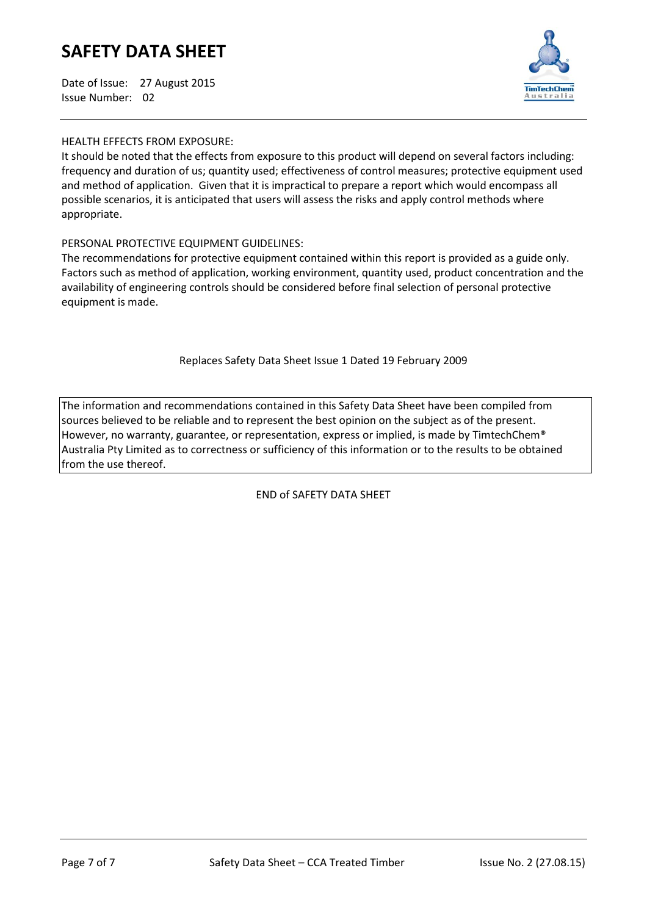HEALTH EFFECTS FROM EXPOSURE:

It should be noted that the effects from exposure to this product will depend on several factors including: frequency and duration of us; quantity used; effectiveness of control measures; protective equipment used and method of application. Given that it is impractical to prepare a report which would encompass all possible scenarios, it is anticipated that users will assess the risks and apply control methods where appropriate.

PERSONAL PROTECTIVE EQUIPMENT GUIDELINES:

The recommendations for protective equipment contained within this report is provided as a guide only. Factors such as method of application, working environment, quantity used, product concentration and the availability of engineering controls should be considered before final selection of personal protective equipment is made.

Replaces Safety Data Sheet Issue 1 Dated 19 February 2009

The information and recommendations contained in this Safety Data Sheet have been compiled from sources believed to be reliable and to represent the best opinion on the subject as of the present. However, no warranty, guarantee, or representation, express or implied, is made by TimtechChem® Australia Pty Limited as to correctness or sufficiency of this information or to the results to be obtained from the use thereof.

END of SAFETY DATA SHEET